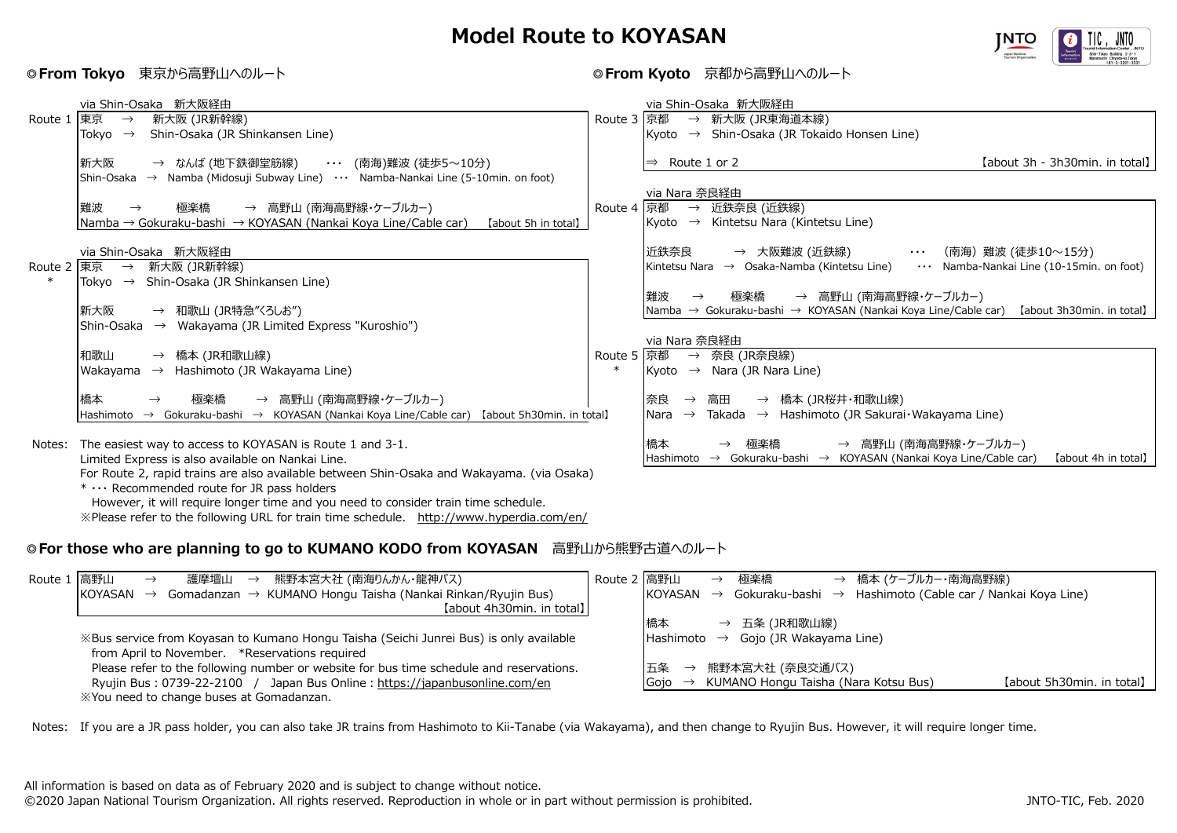# Model Route to KOYASAN

## ◎From Tokyo　東京から高野山へのルート

**Route 1** — via Shin-Osaka　新大阪経由

東京　→　新大阪 (JR新幹線)
Tokyo　→　Shin-Osaka (JR Shinkansen Line)

新大阪　→ なんば (地下鉄御堂筋線)　･･･ (南海)難波 (徒歩5～10分)
Shin-Osaka　→　Namba (Midosuji Subway Line)　･･･　Namba-Nankai Line (5-10min. on foot)

難波　→　極楽橋　→ 高野山 (南海高野線･ケーブルカー)
Namba → Gokuraku-bashi　→ KOYASAN (Nankai Koya Line/Cable car)　【about 5h in total】

**Route 2 \*** — via Shin-Osaka　新大阪経由

東京　→　新大阪 (JR新幹線)
Tokyo　→　Shin-Osaka (JR Shinkansen Line)

新大阪　→ 和歌山 (JR特急"くろしお")
Shin-Osaka　→　Wakayama (JR Limited Express "Kuroshio")

和歌山　→ 橋本 (JR和歌山線)
Wakayama　→　Hashimoto (JR Wakayama Line)

橋本　→　極楽橋　→ 高野山 (南海高野線･ケーブルカー)
Hashimoto　→　Gokuraku-bashi　→　KOYASAN (Nankai Koya Line/Cable car)　【about 5h30min. in total】

Notes: The easiest way to access to KOYASAN is Route 1 and 3-1.
Limited Express is also available on Nankai Line.
For Route 2, rapid trains are also available between Shin-Osaka and Wakayama. (via Osaka)
\* ･･･ Recommended route for JR pass holders
However, it will require longer time and you need to consider train time schedule.
※Please refer to the following URL for train time schedule.　http://www.hyperdia.com/en/

## ◎From Kyoto　京都から高野山へのルート

**Route 3** — via Shin-Osaka　新大阪経由

京都　→　新大阪 (JR東海道本線)
Kyoto　→　Shin-Osaka (JR Tokaido Honsen Line)

⇒　Route 1 or 2　【about 3h - 3h30min. in total】

**Route 4** — via Nara 奈良経由

京都　→　近鉄奈良 (近鉄線)
Kyoto　→　Kintetsu Nara (Kintetsu Line)

近鉄奈良　→ 大阪難波 (近鉄線)　･･･　(南海) 難波 (徒歩10～15分)
Kintetsu Nara　→　Osaka-Namba (Kintetsu Line)　･･･　Namba-Nankai Line (10-15min. on foot)

難波　→　極楽橋　→ 高野山 (南海高野線･ケーブルカー)
Namba　→　Gokuraku-bashi　→　KOYASAN (Nankai Koya Line/Cable car)　【about 3h30min. in total】

**Route 5 \*** — via Nara 奈良経由

京都　→　奈良 (JR奈良線)
Kyoto　→　Nara (JR Nara Line)

奈良　→　高田　→ 橋本 (JR桜井･和歌山線)
Nara　→　Takada　→　Hashimoto (JR Sakurai･Wakayama Line)

橋本　→　極楽橋　→ 高野山 (南海高野線･ケーブルカー)
Hashimoto　→　Gokuraku-bashi　→　KOYASAN (Nankai Koya Line/Cable car)　【about 4h in total】

## ◎For those who are planning to go to KUMANO KODO from KOYASAN　高野山から熊野古道へのルート

**Route 1**

高野山　→　護摩壇山　→　熊野本宮大社 (南海りんかん･龍神バス)
KOYASAN　→　Gomadanzan　→ KUMANO Hongu Taisha (Nankai Rinkan/Ryujin Bus)
【about 4h30min. in total】

※Bus service from Koyasan to Kumano Hongu Taisha (Seichi Junrei Bus) is only available from April to November.　\*Reservations required
Please refer to the following number or website for bus time schedule and reservations.
Ryujin Bus : 0739-22-2100　/　Japan Bus Online : https://japanbusonline.com/en
※You need to change buses at Gomadanzan.

**Route 2**

高野山　→　極楽橋　→ 橋本 (ケーブルカー･南海高野線)
KOYASAN　→　Gokuraku-bashi　→　Hashimoto (Cable car / Nankai Koya Line)

橋本　→ 五条 (JR和歌山線)
Hashimoto　→　Gojo (JR Wakayama Line)

五条　→　熊野本宮大社 (奈良交通バス)
Gojo　→　KUMANO Hongu Taisha (Nara Kotsu Bus)　【about 5h30min. in total】

Notes: If you are a JR pass holder, you can also take JR trains from Hashimoto to Kii-Tanabe (via Wakayama), and then change to Ryujin Bus. However, it will require longer time.

All information is based on data as of February 2020 and is subject to change without notice.
©2020 Japan National Tourism Organization. All rights reserved. Reproduction in whole or in part without permission is prohibited.

JNTO-TIC, Feb. 2020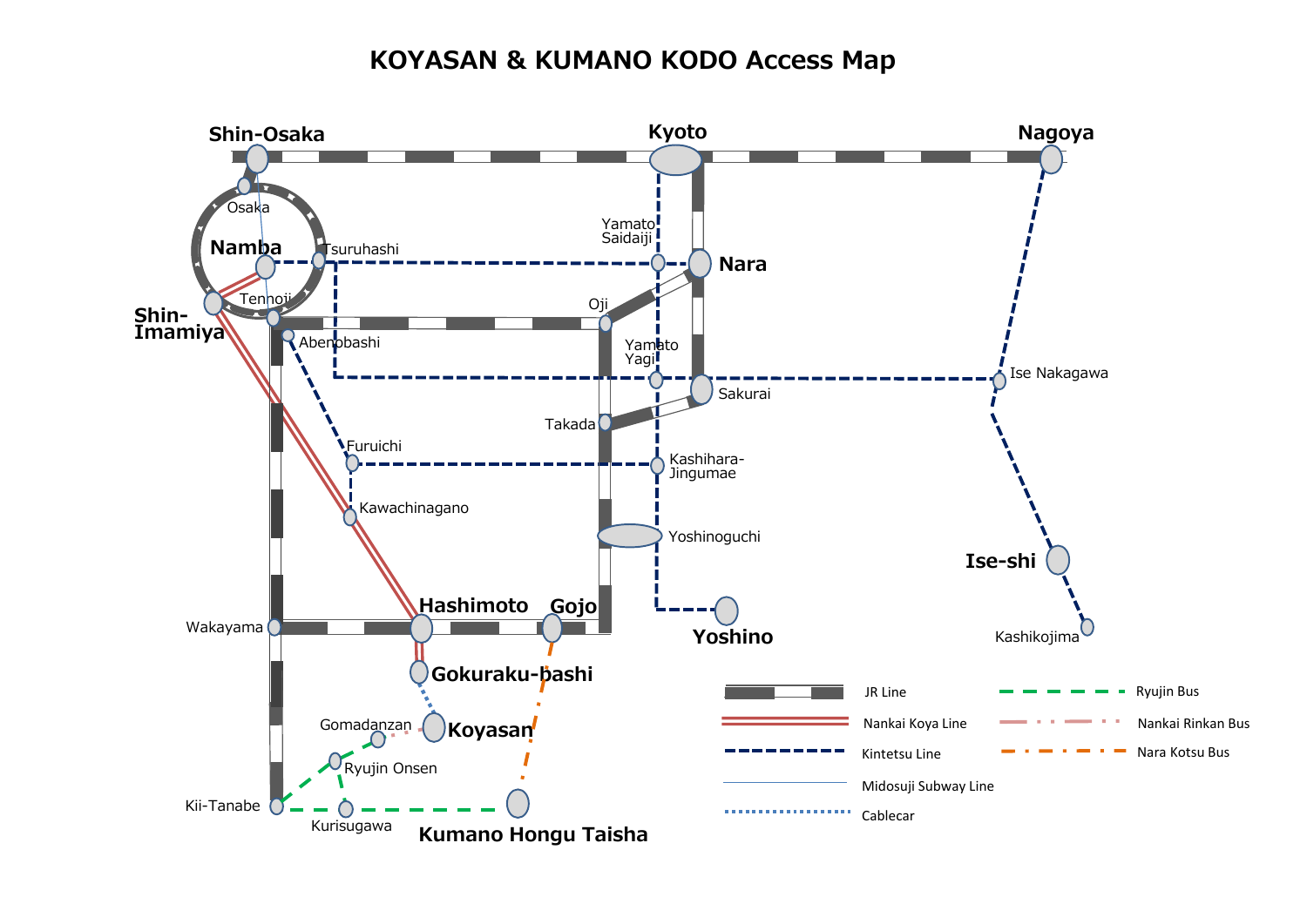# KOYASAN & KUMANO KODO Access Map

Shin-Osaka

Kyoto

Nagoya

Osaka

Namba

Tsuruhashi

Yamato Saidaiji

Nara

Shin-Imamiya

Tennoji

Oji

Abenobashi

Yamato Yagi

Ise Nakagawa

Sakurai

Takada

Furuichi

Kashihara-Jingumae

Kawachinagano

Yoshinoguchi

Ise-shi

Hashimoto

Gojo

Wakayama

Yoshino

Kashikojima

Gokuraku-bashi

Gomadanzan

Koyasan

Ryujin Onsen

Kii-Tanabe

Kurisugawa

Kumano Hongu Taisha

JR Line

Nankai Koya Line

Kintetsu Line

Midosuji Subway Line

Cablecar

Ryujin Bus

Nankai Rinkan Bus

Nara Kotsu Bus